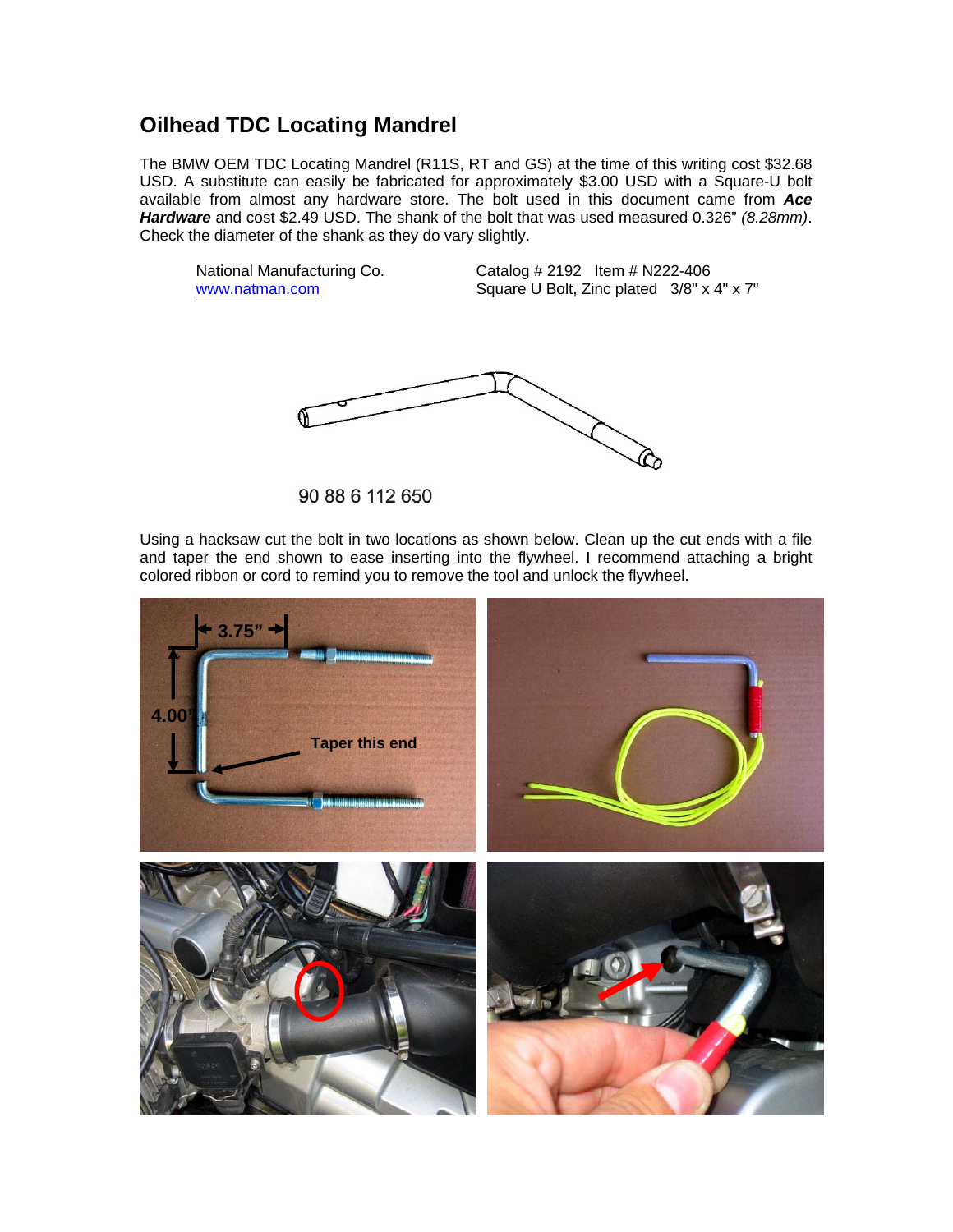# Oilhead TDC Locating Mandrel

The BMW OEM TDC Locating Mandrel (R11S, RT and GS) at the time of this writing cost $32.68 USD. A substitute can easily be fabricated for approximately $3.00 USD with a Square-U bolt available from almost any hardware store. The bolt used in this document came from ***Ace Hardware*** and cost $2.49 USD. The shank of the bolt that was used measured 0.326" *(8.28mm)*. Check the diameter of the shank as they do vary slightly.

| National Manufacturing Co. | Catalog # 2192 Item # N222-406 |
|---|---|
| www.natman.com | Square U Bolt, Zinc plated 3/8" x 4" x 7" |

90 88 6 112 650

Using a hacksaw cut the bolt in two locations as shown below. Clean up the cut ends with a file and taper the end shown to ease inserting into the flywheel. I recommend attaching a bright colored ribbon or cord to remind you to remove the tool and unlock the flywheel.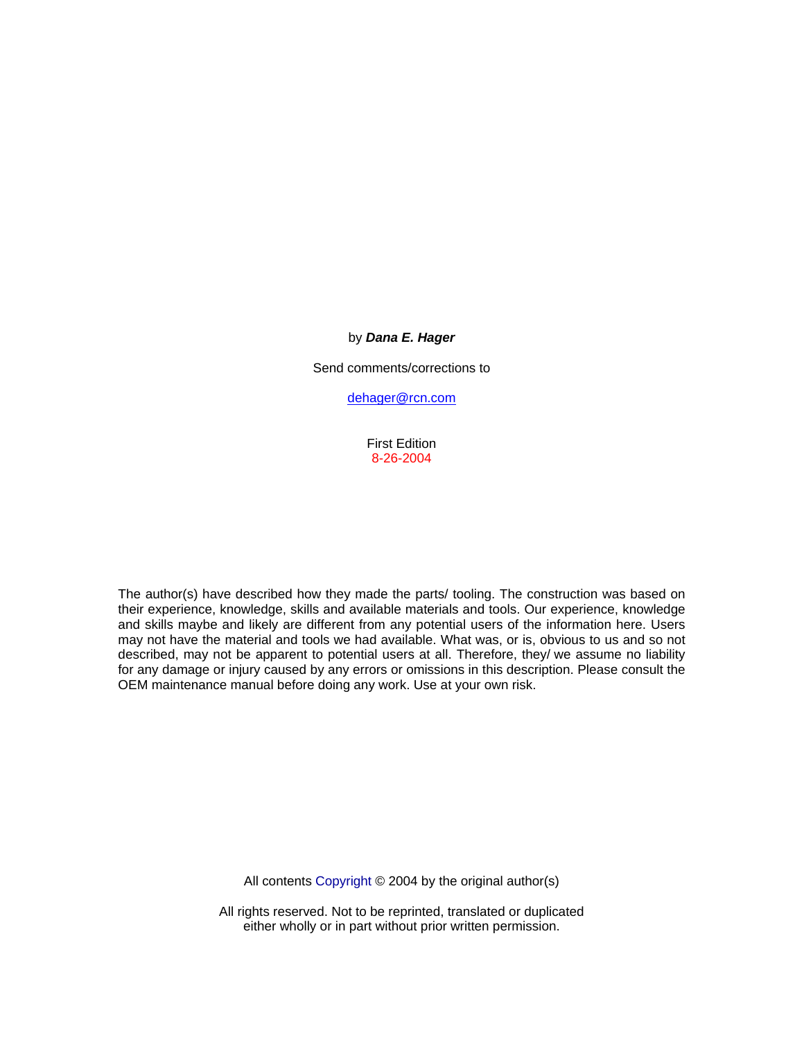by ***Dana E. Hager***

Send comments/corrections to

dehager@rcn.com

First Edition
8-26-2004

The author(s) have described how they made the parts/ tooling. The construction was based on their experience, knowledge, skills and available materials and tools. Our experience, knowledge and skills maybe and likely are different from any potential users of the information here. Users may not have the material and tools we had available. What was, or is, obvious to us and so not described, may not be apparent to potential users at all. Therefore, they/ we assume no liability for any damage or injury caused by any errors or omissions in this description. Please consult the OEM maintenance manual before doing any work. Use at your own risk.

All contents Copyright © 2004 by the original author(s)

All rights reserved. Not to be reprinted, translated or duplicated
either wholly or in part without prior written permission.